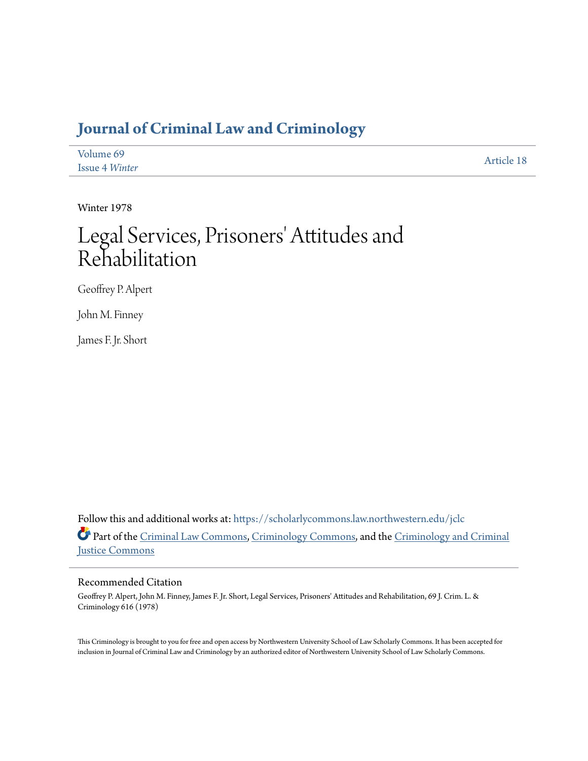# Journal of Criminal Law and Criminology

Volume 69
Issue 4 *Winter*

Article 18

Winter 1978

# Legal Services, Prisoners' Attitudes and Rehabilitation

Geoffrey P. Alpert

John M. Finney

James F. Jr. Short

Follow this and additional works at: https://scholarlycommons.law.northwestern.edu/jclc

Part of the Criminal Law Commons, Criminology Commons, and the Criminology and Criminal Justice Commons

## Recommended Citation

Geoffrey P. Alpert, John M. Finney, James F. Jr. Short, Legal Services, Prisoners' Attitudes and Rehabilitation, 69 J. Crim. L. & Criminology 616 (1978)

This Criminology is brought to you for free and open access by Northwestern University School of Law Scholarly Commons. It has been accepted for inclusion in Journal of Criminal Law and Criminology by an authorized editor of Northwestern University School of Law Scholarly Commons.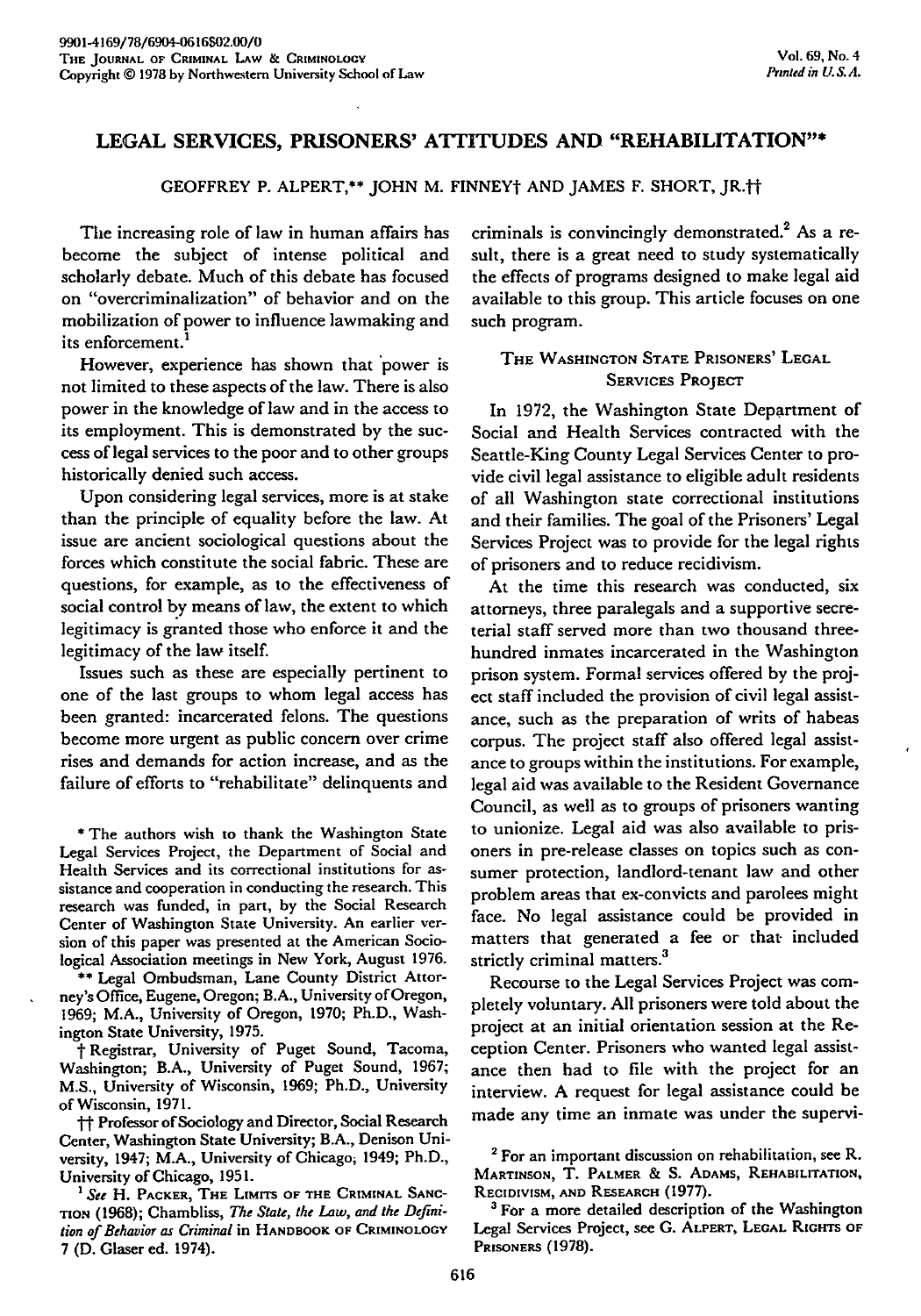# LEGAL SERVICES, PRISONERS' ATTITUDES AND "REHABILITATION"*

GEOFFREY P. ALPERT,** JOHN M. FINNEY† AND JAMES F. SHORT, JR.††

The increasing role of law in human affairs has become the subject of intense political and scholarly debate. Much of this debate has focused on "overcriminalization" of behavior and on the mobilization of power to influence lawmaking and its enforcement.[1]

However, experience has shown that power is not limited to these aspects of the law. There is also power in the knowledge of law and in the access to its employment. This is demonstrated by the success of legal services to the poor and to other groups historically denied such access.

Upon considering legal services, more is at stake than the principle of equality before the law. At issue are ancient sociological questions about the forces which constitute the social fabric. These are questions, for example, as to the effectiveness of social control by means of law, the extent to which legitimacy is granted those who enforce it and the legitimacy of the law itself.

Issues such as these are especially pertinent to one of the last groups to whom legal access has been granted: incarcerated felons. The questions become more urgent as public concern over crime rises and demands for action increase, and as the failure of efforts to "rehabilitate" delinquents and criminals is convincingly demonstrated.[2] As a result, there is a great need to study systematically the effects of programs designed to make legal aid available to this group. This article focuses on one such program.

## THE WASHINGTON STATE PRISONERS' LEGAL SERVICES PROJECT

In 1972, the Washington State Department of Social and Health Services contracted with the Seattle-King County Legal Services Center to provide civil legal assistance to eligible adult residents of all Washington state correctional institutions and their families. The goal of the Prisoners' Legal Services Project was to provide for the legal rights of prisoners and to reduce recidivism.

At the time this research was conducted, six attorneys, three paralegals and a supportive secreterial staff served more than two thousand three-hundred inmates incarcerated in the Washington prison system. Formal services offered by the project staff included the provision of civil legal assistance, such as the preparation of writs of habeas corpus. The project staff also offered legal assistance to groups within the institutions. For example, legal aid was available to the Resident Governance Council, as well as to groups of prisoners wanting to unionize. Legal aid was also available to prisoners in pre-release classes on topics such as consumer protection, landlord-tenant law and other problem areas that ex-convicts and parolees might face. No legal assistance could be provided in matters that generated a fee or that included strictly criminal matters.[3]

Recourse to the Legal Services Project was completely voluntary. All prisoners were told about the project at an initial orientation session at the Reception Center. Prisoners who wanted legal assistance then had to file with the project for an interview. A request for legal assistance could be made any time an inmate was under the supervi-

---

\* The authors wish to thank the Washington State Legal Services Project, the Department of Social and Health Services and its correctional institutions for assistance and cooperation in conducting the research. This research was funded, in part, by the Social Research Center of Washington State University. An earlier version of this paper was presented at the American Sociological Association meetings in New York, August 1976.

\*\* Legal Ombudsman, Lane County District Attorney's Office, Eugene, Oregon; B.A., University of Oregon, 1969; M.A., University of Oregon, 1970; Ph.D., Washington State University, 1975.

† Registrar, University of Puget Sound, Tacoma, Washington; B.A., University of Puget Sound, 1967; M.S., University of Wisconsin, 1969; Ph.D., University of Wisconsin, 1971.

†† Professor of Sociology and Director, Social Research Center, Washington State University; B.A., Denison University, 1947; M.A., University of Chicago, 1949; Ph.D., University of Chicago, 1951.

[1] *See* H. PACKER, THE LIMITS OF THE CRIMINAL SANCTION (1968); Chambliss, *The State, the Law, and the Definition of Behavior as Criminal* in HANDBOOK OF CRIMINOLOGY 7 (D. Glaser ed. 1974).

[2] For an important discussion on rehabilitation, see R. MARTINSON, T. PALMER & S. ADAMS, REHABILITATION, RECIDIVISM, AND RESEARCH (1977).

[3] For a more detailed description of the Washington Legal Services Project, see G. ALPERT, LEGAL RIGHTS OF PRISONERS (1978).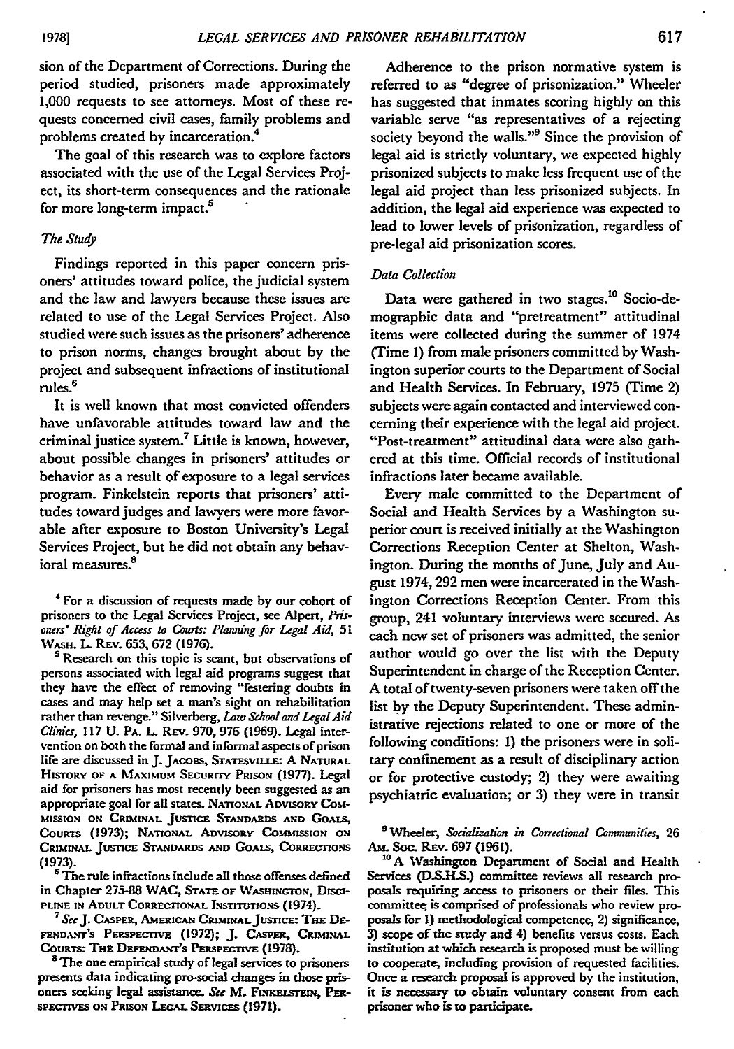sion of the Department of Corrections. During the period studied, prisoners made approximately 1,000 requests to see attorneys. Most of these requests concerned civil cases, family problems and problems created by incarceration.[4]

The goal of this research was to explore factors associated with the use of the Legal Services Project, its short-term consequences and the rationale for more long-term impact.[5]

### *The Study*

Findings reported in this paper concern prisoners' attitudes toward police, the judicial system and the law and lawyers because these issues are related to use of the Legal Services Project. Also studied were such issues as the prisoners' adherence to prison norms, changes brought about by the project and subsequent infractions of institutional rules.[6]

It is well known that most convicted offenders have unfavorable attitudes toward law and the criminal justice system.[7] Little is known, however, about possible changes in prisoners' attitudes or behavior as a result of exposure to a legal services program. Finkelstein reports that prisoners' attitudes toward judges and lawyers were more favorable after exposure to Boston University's Legal Services Project, but he did not obtain any behavioral measures.[8]

Adherence to the prison normative system is referred to as "degree of prisonization." Wheeler has suggested that inmates scoring highly on this variable serve "as representatives of a rejecting society beyond the walls."[9] Since the provision of legal aid is strictly voluntary, we expected highly prisonized subjects to make less frequent use of the legal aid project than less prisonized subjects. In addition, the legal aid experience was expected to lead to lower levels of prisonization, regardless of pre-legal aid prisonization scores.

### *Data Collection*

Data were gathered in two stages.[10] Socio-demographic data and "pretreatment" attitudinal items were collected during the summer of 1974 (Time 1) from male prisoners committed by Washington superior courts to the Department of Social and Health Services. In February, 1975 (Time 2) subjects were again contacted and interviewed concerning their experience with the legal aid project. "Post-treatment" attitudinal data were also gathered at this time. Official records of institutional infractions later became available.

Every male committed to the Department of Social and Health Services by a Washington superior court is received initially at the Washington Corrections Reception Center at Shelton, Washington. During the months of June, July and August 1974, 292 men were incarcerated in the Washington Corrections Reception Center. From this group, 241 voluntary interviews were secured. As each new set of prisoners was admitted, the senior author would go over the list with the Deputy Superintendent in charge of the Reception Center. A total of twenty-seven prisoners were taken off the list by the Deputy Superintendent. These administrative rejections related to one or more of the following conditions: 1) the prisoners were in solitary confinement as a result of disciplinary action or for protective custody; 2) they were awaiting psychiatric evaluation; or 3) they were in transit

---

[4] For a discussion of requests made by our cohort of prisoners to the Legal Services Project, see Alpert, *Prisoners' Right of Access to Courts: Planning for Legal Aid*, 51 WASH. L. REV. 653, 672 (1976).

[5] Research on this topic is scant, but observations of persons associated with legal aid programs suggest that they have the effect of removing "festering doubts in cases and may help set a man's sight on rehabilitation rather than revenge." Silverberg, *Law School and Legal Aid Clinics*, 117 U. PA. L. REV. 970, 976 (1969). Legal intervention on both the formal and informal aspects of prison life are discussed in J. JACOBS, STATESVILLE: A NATURAL HISTORY OF A MAXIMUM SECURITY PRISON (1977). Legal aid for prisoners has most recently been suggested as an appropriate goal for all states. NATIONAL ADVISORY COMMISSION ON CRIMINAL JUSTICE STANDARDS AND GOALS, COURTS (1973); NATIONAL ADVISORY COMMISSION ON CRIMINAL JUSTICE STANDARDS AND GOALS, CORRECTIONS (1973).

[6] The rule infractions include all those offenses defined in Chapter 275-88 WAC, STATE OF WASHINGTON, DISCIPLINE IN ADULT CORRECTIONAL INSTITUTIONS (1974).

[7] *See* J. CASPER, AMERICAN CRIMINAL JUSTICE: THE DEFENDANT'S PERSPECTIVE (1972); J. CASPER, CRIMINAL COURTS: THE DEFENDANT'S PERSPECTIVE (1978).

[8] The one empirical study of legal services to prisoners presents data indicating pro-social changes in those prisoners seeking legal assistance. *See* M. FINKELSTEIN, PERSPECTIVES ON PRISON LEGAL SERVICES (1971).

[9] Wheeler, *Socialization in Correctional Communities*, 26 AM. SOC. REV. 697 (1961).

[10] A Washington Department of Social and Health Services (D.S.H.S.) committee reviews all research proposals requiring access to prisoners or their files. This committee is comprised of professionals who review proposals for 1) methodological competence, 2) significance, 3) scope of the study and 4) benefits versus costs. Each institution at which research is proposed must be willing to cooperate, including provision of requested facilities. Once a research proposal is approved by the institution, it is necessary to obtain voluntary consent from each prisoner who is to participate.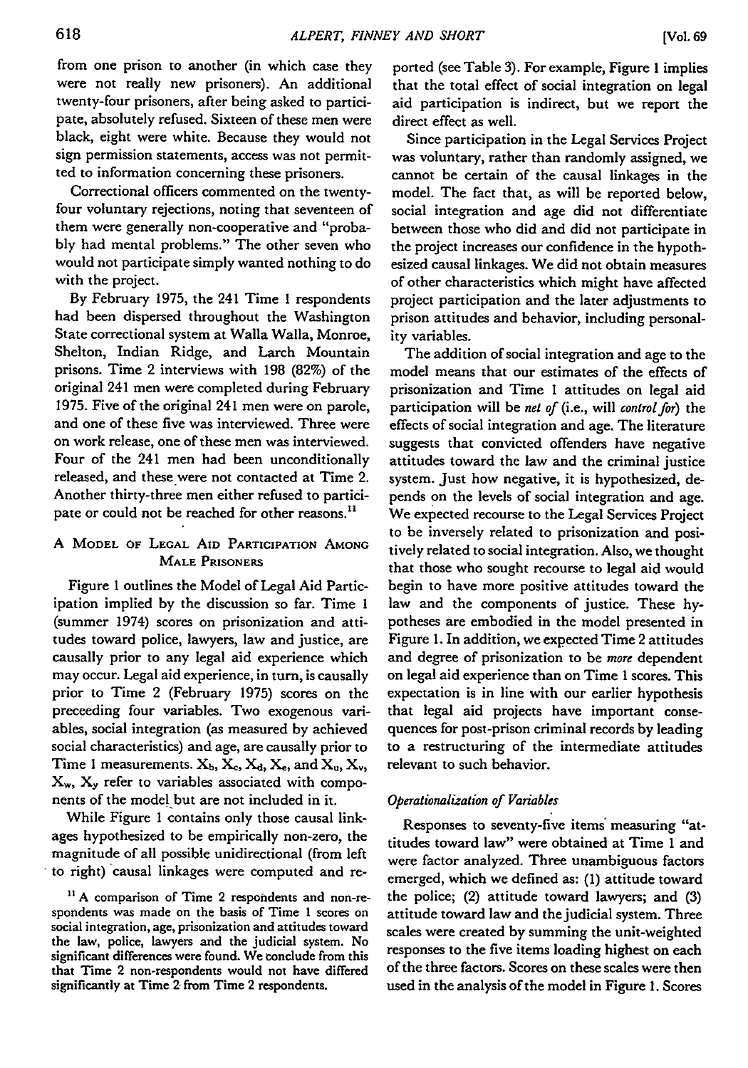from one prison to another (in which case they were not really new prisoners). An additional twenty-four prisoners, after being asked to participate, absolutely refused. Sixteen of these men were black, eight were white. Because they would not sign permission statements, access was not permitted to information concerning these prisoners.

Correctional officers commented on the twenty-four voluntary rejections, noting that seventeen of them were generally non-cooperative and "probably had mental problems." The other seven who would not participate simply wanted nothing to do with the project.

By February 1975, the 241 Time 1 respondents had been dispersed throughout the Washington State correctional system at Walla Walla, Monroe, Shelton, Indian Ridge, and Larch Mountain prisons. Time 2 interviews with 198 (82%) of the original 241 men were completed during February 1975. Five of the original 241 men were on parole, and one of these five was interviewed. Three were on work release, one of these men was interviewed. Four of the 241 men had been unconditionally released, and these were not contacted at Time 2. Another thirty-three men either refused to participate or could not be reached for other reasons.[11]

## A Model of Legal Aid Participation Among Male Prisoners

Figure 1 outlines the Model of Legal Aid Participation implied by the discussion so far. Time 1 (summer 1974) scores on prisonization and attitudes toward police, lawyers, law and justice, are causally prior to any legal aid experience which may occur. Legal aid experience, in turn, is causally prior to Time 2 (February 1975) scores on the preceeding four variables. Two exogenous variables, social integration (as measured by achieved social characteristics) and age, are causally prior to Time 1 measurements. $X_b$, $X_c$, $X_d$, $X_e$, and $X_u$, $X_v$, $X_w$, $X_y$ refer to variables associated with components of the model but are not included in it.

While Figure 1 contains only those causal linkages hypothesized to be empirically non-zero, the magnitude of all possible unidirectional (from left to right) causal linkages were computed and reported (see Table 3). For example, Figure 1 implies that the total effect of social integration on legal aid participation is indirect, but we report the direct effect as well.

Since participation in the Legal Services Project was voluntary, rather than randomly assigned, we cannot be certain of the causal linkages in the model. The fact that, as will be reported below, social integration and age did not differentiate between those who did and did not participate in the project increases our confidence in the hypothesized causal linkages. We did not obtain measures of other characteristics which might have affected project participation and the later adjustments to prison attitudes and behavior, including personality variables.

The addition of social integration and age to the model means that our estimates of the effects of prisonization and Time 1 attitudes on legal aid participation will be *net of* (i.e., will *control for*) the effects of social integration and age. The literature suggests that convicted offenders have negative attitudes toward the law and the criminal justice system. Just how negative, it is hypothesized, depends on the levels of social integration and age. We expected recourse to the Legal Services Project to be inversely related to prisonization and positively related to social integration. Also, we thought that those who sought recourse to legal aid would begin to have more positive attitudes toward the law and the components of justice. These hypotheses are embodied in the model presented in Figure 1. In addition, we expected Time 2 attitudes and degree of prisonization to be *more* dependent on legal aid experience than on Time 1 scores. This expectation is in line with our earlier hypothesis that legal aid projects have important consequences for post-prison criminal records by leading to a restructuring of the intermediate attitudes relevant to such behavior.

### *Operationalization of Variables*

Responses to seventy-five items measuring "attitudes toward law" were obtained at Time 1 and were factor analyzed. Three unambiguous factors emerged, which we defined as: (1) attitude toward the police; (2) attitude toward lawyers; and (3) attitude toward law and the judicial system. Three scales were created by summing the unit-weighted responses to the five items loading highest on each of the three factors. Scores on these scales were then used in the analysis of the model in Figure 1. Scores

[11] A comparison of Time 2 respondents and non-respondents was made on the basis of Time 1 scores on social integration, age, prisonization and attitudes toward the law, police, lawyers and the judicial system. No significant differences were found. We conclude from this that Time 2 non-respondents would not have differed significantly at Time 2 from Time 2 respondents.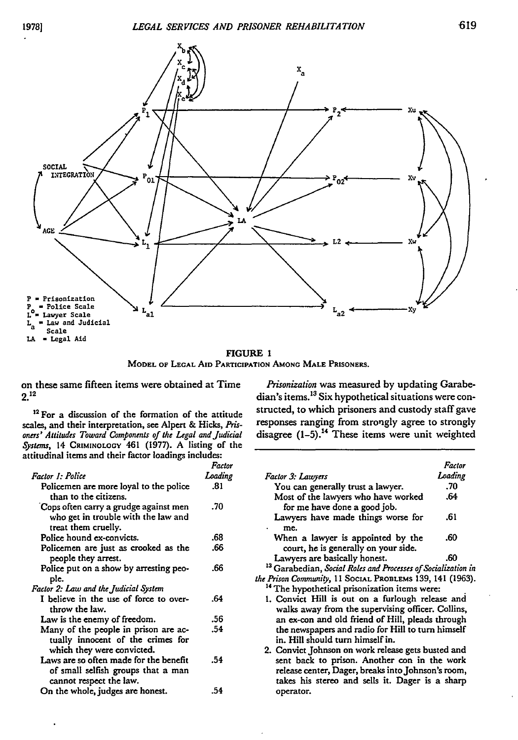P = Prisonization
$P_o$ = Police Scale
L = Lawyer Scale
$L_a$ = Law and Judicial Scale
LA = Legal Aid

FIGURE 1

MODEL OF LEGAL AID PARTICIPATION AMONG MALE PRISONERS.

on these same fifteen items were obtained at Time 2.[12]

*Prisonization* was measured by updating Garabedian's items.[13] Six hypothetical situations were constructed, to which prisoners and custody staff gave responses ranging from strongly agree to strongly disagree (1–5).[14] These items were unit weighted

---

[12] For a discussion of the formation of the attitude scales, and their interpretation, see Alpert & Hicks, *Prisoners' Attitudes Toward Components of the Legal and Judicial Systems*, 14 CRIMINOLOGY 461 (1977). A listing of the attitudinal items and their factor loadings includes:

| | Factor Loading |
|---|---|
| *Factor 1: Police* | |
| Policemen are more loyal to the police than to the citizens. | .81 |
| Cops often carry a grudge against men who get in trouble with the law and treat them cruelly. | .70 |
| Police hound ex-convicts. | .68 |
| Policemen are just as crooked as the people they arrest. | .66 |
| Police put on a show by arresting people. | .66 |
| *Factor 2: Law and the Judicial System* | |
| I believe in the use of force to overthrow the law. | .64 |
| Law is the enemy of freedom. | .56 |
| Many of the people in prison are actually innocent of the crimes for which they were convicted. | .54 |
| Laws are so often made for the benefit of small selfish groups that a man cannot respect the law. | .54 |
| On the whole, judges are honest. | .54 |
| *Factor 3: Lawyers* | |
| You can generally trust a lawyer. | .70 |
| Most of the lawyers who have worked for me have done a good job. | .64 |
| Lawyers have made things worse for me. | .61 |
| When a lawyer is appointed by the court, he is generally on your side. | .60 |
| Lawyers are basically honest. | .60 |

[13] Garabedian, *Social Roles and Processes of Socialization in the Prison Community*, 11 SOCIAL PROBLEMS 139, 141 (1963).

[14] The hypothetical prisonization items were:

1. Convict Hill is out on a furlough release and walks away from the supervising officer. Collins, an ex-con and old friend of Hill, pleads through the newspapers and radio for Hill to turn himself in. Hill should turn himself in.
2. Convict Johnson on work release gets busted and sent back to prison. Another con in the work release center, Dager, breaks into Johnson's room, takes his stereo and sells it. Dager is a sharp operator.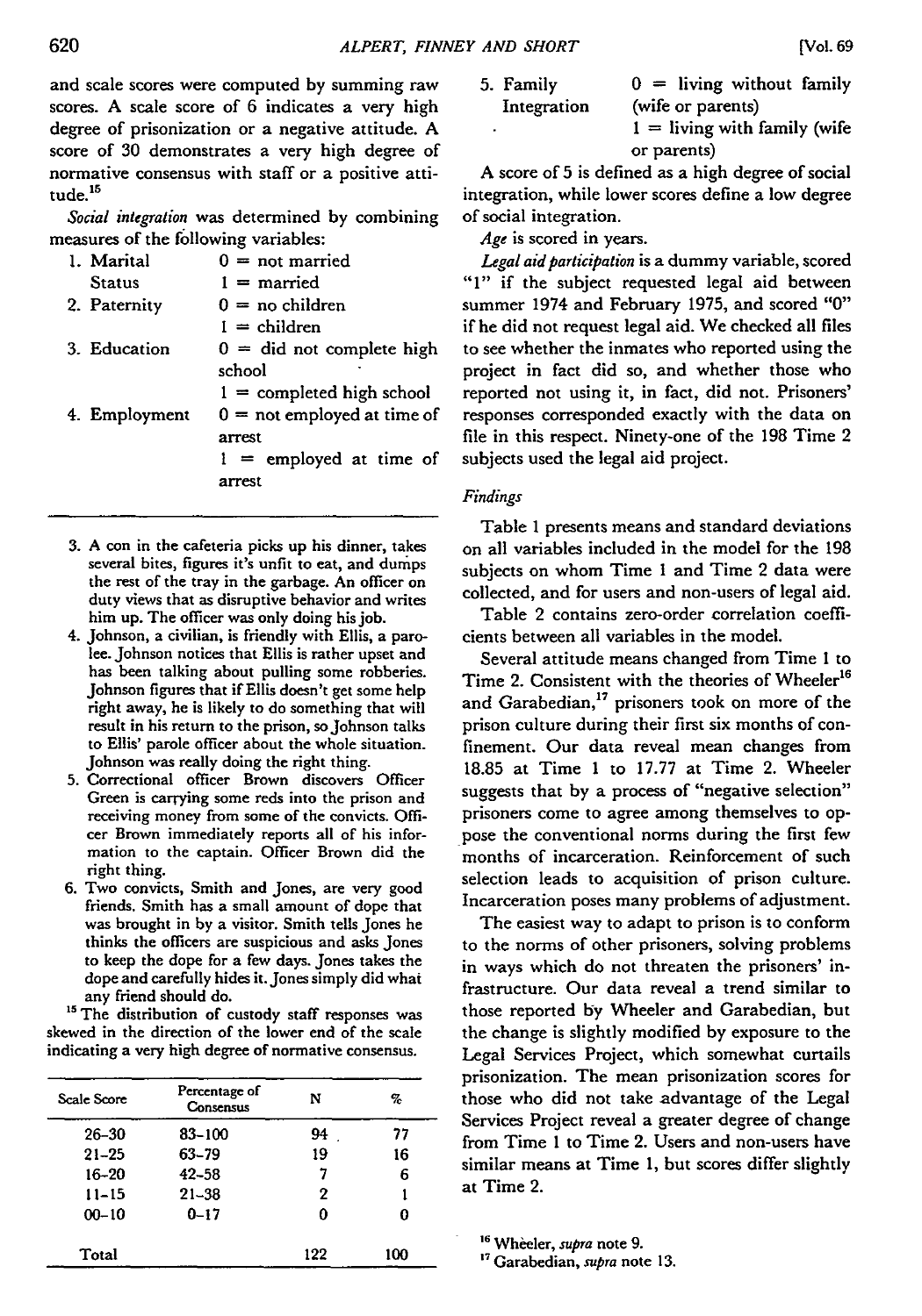and scale scores were computed by summing raw scores. A scale score of 6 indicates a very high degree of prisonization or a negative attitude. A score of 30 demonstrates a very high degree of normative consensus with staff or a positive attitude.[15]

*Social integration* was determined by combining measures of the following variables:

1. Marital Status — 0 = not married; 1 = married
2. Paternity — 0 = no children; 1 = children
3. Education — 0 = did not complete high school; 1 = completed high school
4. Employment — 0 = not employed at time of arrest; 1 = employed at time of arrest
5. Family Integration — 0 = living without family (wife or parents); 1 = living with family (wife or parents)

A score of 5 is defined as a high degree of social integration, while lower scores define a low degree of social integration.

*Age* is scored in years.

*Legal aid participation* is a dummy variable, scored "1" if the subject requested legal aid between summer 1974 and February 1975, and scored "0" if he did not request legal aid. We checked all files to see whether the inmates who reported using the project in fact did so, and whether those who reported not using it, in fact, did not. Prisoners' responses corresponded exactly with the data on file in this respect. Ninety-one of the 198 Time 2 subjects used the legal aid project.

### *Findings*

Table 1 presents means and standard deviations on all variables included in the model for the 198 subjects on whom Time 1 and Time 2 data were collected, and for users and non-users of legal aid.

Table 2 contains zero-order correlation coefficients between all variables in the model.

Several attitude means changed from Time 1 to Time 2. Consistent with the theories of Wheeler[16] and Garabedian,[17] prisoners took on more of the prison culture during their first six months of confinement. Our data reveal mean changes from 18.85 at Time 1 to 17.77 at Time 2. Wheeler suggests that by a process of "negative selection" prisoners come to agree among themselves to oppose the conventional norms during the first few months of incarceration. Reinforcement of such selection leads to acquisition of prison culture. Incarceration poses many problems of adjustment.

The easiest way to adapt to prison is to conform to the norms of other prisoners, solving problems in ways which do not threaten the prisoners' infrastructure. Our data reveal a trend similar to those reported by Wheeler and Garabedian, but the change is slightly modified by exposure to the Legal Services Project, which somewhat curtails prisonization. The mean prisonization scores for those who did not take advantage of the Legal Services Project reveal a greater degree of change from Time 1 to Time 2. Users and non-users have similar means at Time 1, but scores differ slightly at Time 2.

---

3. A con in the cafeteria picks up his dinner, takes several bites, figures it's unfit to eat, and dumps the rest of the tray in the garbage. An officer on duty views that as disruptive behavior and writes him up. The officer was only doing his job.
4. Johnson, a civilian, is friendly with Ellis, a parolee. Johnson notices that Ellis is rather upset and has been talking about pulling some robberies. Johnson figures that if Ellis doesn't get some help right away, he is likely to do something that will result in his return to the prison, so Johnson talks to Ellis' parole officer about the whole situation. Johnson was really doing the right thing.
5. Correctional officer Brown discovers Officer Green is carrying some reds into the prison and receiving money from some of the convicts. Officer Brown immediately reports all of his information to the captain. Officer Brown did the right thing.
6. Two convicts, Smith and Jones, are very good friends. Smith has a small amount of dope that was brought in by a visitor. Smith tells Jones he thinks the officers are suspicious and asks Jones to keep the dope for a few days. Jones takes the dope and carefully hides it. Jones simply did what any friend should do.

[15] The distribution of custody staff responses was skewed in the direction of the lower end of the scale indicating a very high degree of normative consensus.

| Scale Score | Percentage of Consensus | N | % |
|---|---|---|---|
| 26–30 | 83–100 | 94 | 77 |
| 21–25 | 63–79 | 19 | 16 |
| 16–20 | 42–58 | 7 | 6 |
| 11–15 | 21–38 | 2 | 1 |
| 00–10 | 0–17 | 0 | 0 |
| Total | | 122 | 100 |

[16] Wheeler, *supra* note 9.

[17] Garabedian, *supra* note 13.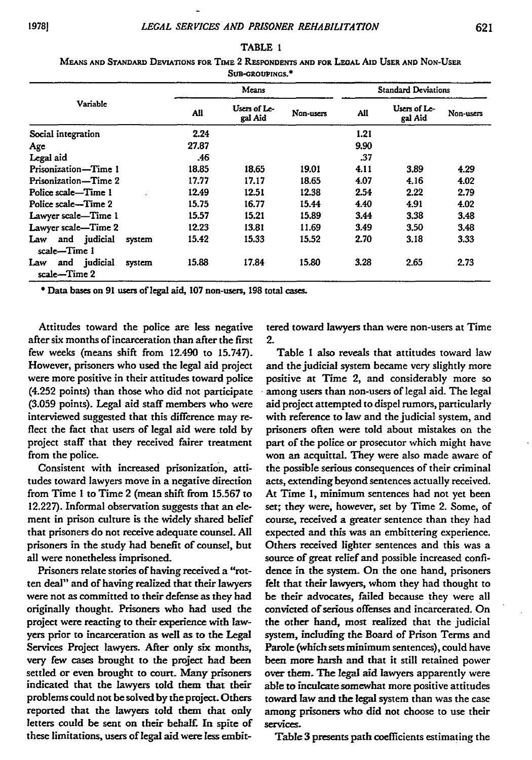TABLE 1

Means and Standard Deviations for Time 2 Respondents and for Legal Aid User and Non-User Sub-groupings.*

| Variable | Means | | | Standard Deviations | | |
|---|---|---|---|---|---|---|
| | All | Users of Legal Aid | Non-users | All | Users of Legal Aid | Non-users |
| Social integration | 2.24 | | | 1.21 | | |
| Age | 27.87 | | | 9.90 | | |
| Legal aid | .46 | | | .37 | | |
| Prisonization—Time 1 | 18.85 | 18.65 | 19.01 | 4.11 | 3.89 | 4.29 |
| Prisonization—Time 2 | 17.77 | 17.17 | 18.65 | 4.07 | 4.16 | 4.02 |
| Police scale—Time 1 | 12.49 | 12.51 | 12.38 | 2.54 | 2.22 | 2.79 |
| Police scale—Time 2 | 15.75 | 16.77 | 15.44 | 4.40 | 4.91 | 4.02 |
| Lawyer scale—Time 1 | 15.57 | 15.21 | 15.89 | 3.44 | 3.38 | 3.48 |
| Lawyer scale—Time 2 | 12.23 | 13.81 | 11.69 | 3.49 | 3.50 | 3.48 |
| Law and judicial system scale—Time 1 | 15.42 | 15.33 | 15.52 | 2.70 | 3.18 | 3.33 |
| Law and judicial system scale—Time 2 | 15.88 | 17.84 | 15.80 | 3.28 | 2.65 | 2.73 |

* Data bases on 91 users of legal aid, 107 non-users, 198 total cases.

Attitudes toward the police are less negative after six months of incarceration than after the first few weeks (means shift from 12.490 to 15.747). However, prisoners who used the legal aid project were more positive in their attitudes toward police (4.252 points) than those who did not participate (3.059 points). Legal aid staff members who were interviewed suggested that this difference may reflect the fact that users of legal aid were told by project staff that they received fairer treatment from the police.

Consistent with increased prisonization, attitudes toward lawyers move in a negative direction from Time 1 to Time 2 (mean shift from 15.567 to 12.227). Informal observation suggests that an element in prison culture is the widely shared belief that prisoners do not receive adequate counsel. All prisoners in the study had benefit of counsel, but all were nonetheless imprisoned.

Prisoners relate stories of having received a "rotten deal" and of having realized that their lawyers were not as committed to their defense as they had originally thought. Prisoners who had used the project were reacting to their experience with lawyers prior to incarceration as well as to the Legal Services Project lawyers. After only six months, very few cases brought to the project had been settled or even brought to court. Many prisoners indicated that the lawyers told them that their problems could not be solved by the project. Others reported that the lawyers told them that only letters could be sent on their behalf. In spite of these limitations, users of legal aid were less embittered toward lawyers than were non-users at Time 2.

Table 1 also reveals that attitudes toward law and the judicial system became very slightly more positive at Time 2, and considerably more so among users than non-users of legal aid. The legal aid project attempted to dispel rumors, particularly with reference to law and the judicial system, and prisoners often were told about mistakes on the part of the police or prosecutor which might have won an acquittal. They were also made aware of the possible serious consequences of their criminal acts, extending beyond sentences actually received. At Time 1, minimum sentences had not yet been set; they were, however, set by Time 2. Some, of course, received a greater sentence than they had expected and this was an embittering experience. Others received lighter sentences and this was a source of great relief and possible increased confidence in the system. On the one hand, prisoners felt that their lawyers, whom they had thought to be their advocates, failed because they were all convicted of serious offenses and incarcerated. On the other hand, most realized that the judicial system, including the Board of Prison Terms and Parole (which sets minimum sentences), could have been more harsh and that it still retained power over them. The legal aid lawyers apparently were able to inculcate somewhat more positive attitudes toward law and the legal system than was the case among prisoners who did not choose to use their services.

Table 3 presents path coefficients estimating the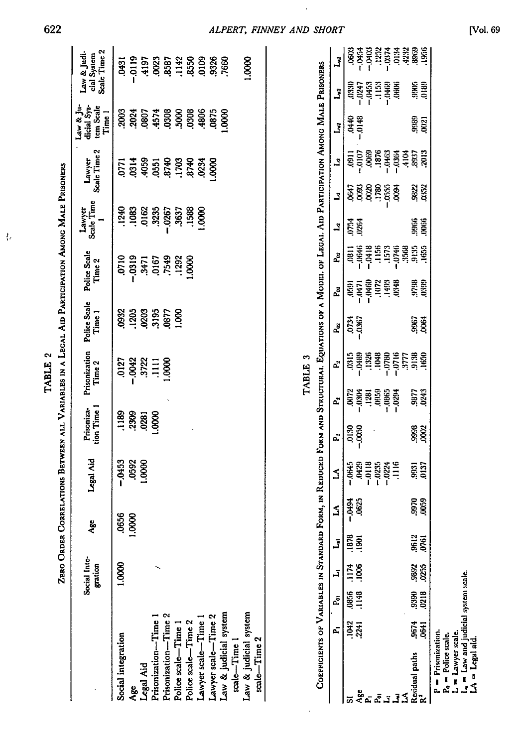## TABLE 2

ZERO ORDER CORRELATIONS BETWEEN ALL VARIABLES IN A LEGAL AID PARTICIPATION AMONG MALE PRISONERS

| | Social Integration | Age | Legal Aid | Prisonization Time 1 | Prisonization Time 2 | Police Scale Time 1 | Police Scale Time 2 | Lawyer Scale Time 1 | Lawyer Scale Time 2 | Law & Judicial System Scale Time 1 | Law & Judicial System Scale Time 2 |
|---|---|---|---|---|---|---|---|---|---|---|---|
| Social integration | 1.0000 | .0656 | −.0453 | .1189 | .0127 | .0932 | .0710 | .1240 | .0771 | .2003 | .0431 |
| Age | | 1.0000 | .0592 | .2309 | −.0042 | .1205 | −.0319 | .1083 | .0314 | .2024 | −.0119 |
| Legal Aid | | | 1.0000 | .0281 | .3722 | .0203 | .3471 | .0162 | .4059 | .0807 | .4197 |
| Prisonization—Time 1 | | | | 1.0000 | .1111 | .3195 | .0167 | .3235 | .0551 | .4574 | .0023 |
| Prisonization—Time 2 | | | | | 1.0000 | .0877 | .7549 | −.0267 | .8740 | .0308 | .8587 |
| Police scale—Time 1 | | | | | | 1.000 | .1292 | .3637 | .1703 | .5000 | .1142 |
| Police scale—Time 2 | | | | | | | 1.0000 | .1588 | .8740 | .0308 | .8550 |
| Lawyer scale—Time 1 | | | | | | | | 1.0000 | .0234 | .4806 | .0109 |
| Lawyer scale—Time 2 | | | | | | | | | 1.0000 | .0875 | .9326 |
| Law & judicial system scale—Time 1 | | | | | | | | | | 1.0000 | .7660 |
| Law & judicial system scale—Time 2 | | | | | | | | | | | 1.0000 |

## TABLE 3

COEFFICIENTS OF VARIABLES IN STANDARD FORM, IN REDUCED FORM AND STRUCTURAL EQUATIONS OF A MODEL OF LEGAL AID PARTICIPATION AMONG MALE PRISONERS

| | $P_1$ | $P_{01}$ | $L_1$ | $L_{a1}$ | LA | LA | $P_2$ | $P_2$ | $P_2$ | $P_{02}$ | $P_{02}$ | $P_{02}$ | $L_2$ | $L_2$ | $L_2$ | $L_{a2}$ | $L_{a2}$ | $L_{a2}$ |
|---|---|---|---|---|---|---|---|---|---|---|---|---|---|---|---|---|---|---|
| SI | .1042 | .0856 | .1174 | .1878 | −.0494 | −.0645 | .0130 | .0072 | .0315 | .0734 | .0591 | .0811 | .0754 | .0647 | .0911 | .0440 | .0330 | .0603 |
| Age | .2241 | .1148 | .1006 | .1901 | .0625 | .0429 | −.0050 | −.0304 | −.0489 | −.0367 | −.0471 | −.0646 | .0264 | .0093 | −.0107 | −.0148 | −.0247 | −.0454 |
| $P_1$ | | | | | | −.0118 | | .1281 | .1326 | | −.0460 | −.0418 | | .0020 | .0069 | | −.0453 | −.0403 |
| $P_{01}$ | | | | | | −.0235 | | .0959 | .1048 | | .1072 | .1156 | | .1780 | .1876 | | .1153 | .1252 |
| $L_1$ | | | | | | −.0224 | | −.0865 | −.0780 | | .1493 | .1573 | | −.0555 | −.0463 | | −.0469 | −.0374 |
| $L_{a1}$ | | | | | | .1116 | | −.0294 | −.0716 | | .0348 | −.0746 | | .0094 | −.0364 | | .0606 | .0134 |
| LA | | | | | | | | | .3777 | | | .3568 | | | .4104 | | | .4232 |
| Residual paths | .9674 | .9390 | .9892 | .9612 | .9970 | .9931 | .9998 | .9877 | .9138 | .9967 | .9738 | .9135 | .9966 | .9822 | .8937 | .9989 | .9905 | .8969 |
| $R^2$ | .0641 | .0218 | .0255 | .0761 | .0059 | .0137 | .0002 | .0243 | .1650 | .0064 | .0399 | .1655 | .0066 | .0352 | .2013 | .0021 | .0189 | .1956 |

P = Prisonization.
$P_0$ = Police scale.
L = Lawyer scale.
$L_a$ = Law and judicial system scale.
LA = Legal aid.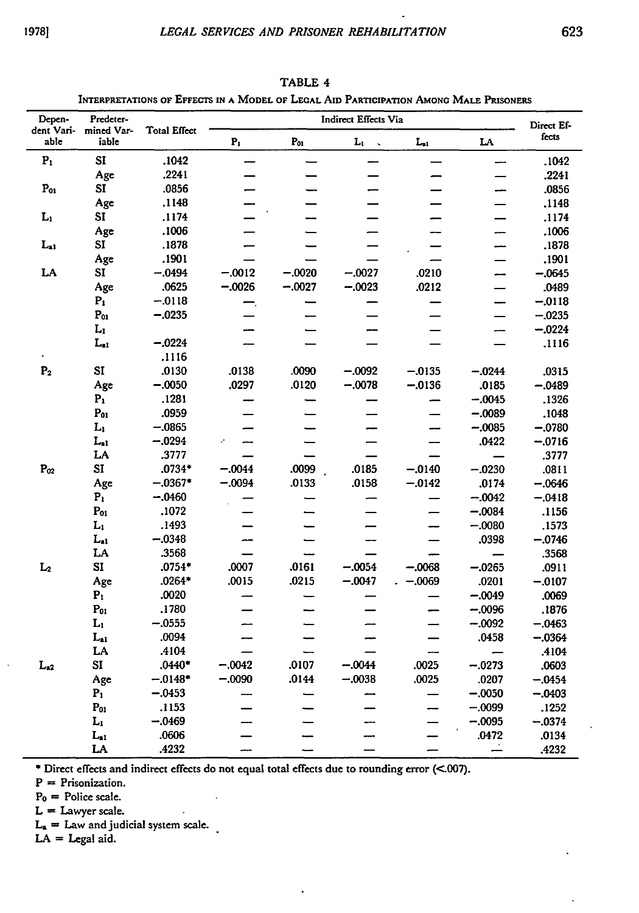TABLE 4

INTERPRETATIONS OF EFFECTS IN A MODEL OF LEGAL AID PARTICIPATION AMONG MALE PRISONERS

| Dependent Variable | Predetermined Variable | Total Effect | Indirect Effects Via | | | | | Direct Effects |
|---|---|---|---|---|---|---|---|---|
| | | | $P_1$ | $P_{o1}$ | $L_1$ | $L_{a1}$ | LA | |
| $P_1$ | SI | .1042 | — | — | — | — | — | .1042 |
| | Age | .2241 | — | — | — | — | — | .2241 |
| $P_{o1}$ | SI | .0856 | — | — | — | — | — | .0856 |
| | Age | .1148 | — | — | — | — | — | .1148 |
| $L_1$ | SI | .1174 | — | — | — | — | — | .1174 |
| | Age | .1006 | — | — | — | — | — | .1006 |
| $L_{a1}$ | SI | .1878 | — | — | — | — | — | .1878 |
| | Age | .1901 | — | — | — | — | — | .1901 |
| LA | SI | −.0494 | −.0012 | −.0020 | −.0027 | .0210 | — | −.0645 |
| | Age | .0625 | −.0026 | −.0027 | −.0023 | .0212 | — | .0489 |
| | $P_1$ | −.0118 | — | — | — | — | — | −.0118 |
| | $P_{o1}$ | −.0235 | — | — | — | — | — | −.0235 |
| | $L_1$ | | — | — | — | — | — | −.0224 |
| | $L_{a1}$ | −.0224 | — | — | — | — | — | .1116 |
| | | .1116 | | | | | | |
| $P_2$ | SI | .0130 | .0138 | .0090 | −.0092 | −.0135 | −.0244 | .0315 |
| | Age | −.0050 | .0297 | .0120 | −.0078 | −.0136 | .0185 | −.0489 |
| | $P_1$ | .1281 | — | — | — | — | −.0045 | .1326 |
| | $P_{o1}$ | .0959 | — | — | — | — | −.0089 | .1048 |
| | $L_1$ | −.0865 | — | — | — | — | −.0085 | −.0780 |
| | $L_{a1}$ | −.0294 | — | — | — | — | .0422 | −.0716 |
| | LA | .3777 | — | — | — | — | — | .3777 |
| $P_{o2}$ | SI | .0734* | −.0044 | .0099 | .0185 | −.0140 | −.0230 | .0811 |
| | Age | −.0367* | −.0094 | .0133 | .0158 | −.0142 | .0174 | −.0646 |
| | $P_1$ | −.0460 | — | — | — | — | −.0042 | −.0418 |
| | $P_{o1}$ | .1072 | — | — | — | — | −.0084 | .1156 |
| | $L_1$ | .1493 | — | — | — | — | −.0080 | .1573 |
| | $L_{a1}$ | −.0348 | — | — | — | — | .0398 | −.0746 |
| | LA | .3568 | — | — | — | — | — | .3568 |
| $L_2$ | SI | .0754* | .0007 | .0161 | −.0054 | −.0068 | −.0265 | .0911 |
| | Age | .0264* | .0015 | .0215 | −.0047 | −.0069 | .0201 | −.0107 |
| | $P_1$ | .0020 | — | — | — | — | −.0049 | .0069 |
| | $P_{o1}$ | .1780 | — | — | — | — | −.0096 | .1876 |
| | $L_1$ | −.0555 | — | — | — | — | −.0092 | −.0463 |
| | $L_{a1}$ | .0094 | — | — | — | — | .0458 | −.0364 |
| | LA | .4104 | — | — | — | — | — | .4104 |
| $L_{a2}$ | SI | .0440* | −.0042 | .0107 | −.0044 | .0025 | −.0273 | .0603 |
| | Age | −.0148* | −.0090 | .0144 | −.0038 | .0025 | .0207 | −.0454 |
| | $P_1$ | −.0453 | — | — | — | — | −.0050 | −.0403 |
| | $P_{o1}$ | .1153 | — | — | — | — | −.0099 | .1252 |
| | $L_1$ | −.0469 | — | — | — | — | −.0095 | −.0374 |
| | $L_{a1}$ | .0606 | — | — | — | — | .0472 | .0134 |
| | LA | .4232 | — | — | — | — | — | .4232 |

\* Direct effects and indirect effects do not equal total effects due to rounding error (<.007).

P = Prisonization.

$P_o$ = Police scale.

L = Lawyer scale.

$L_a$ = Law and judicial system scale.

LA = Legal aid.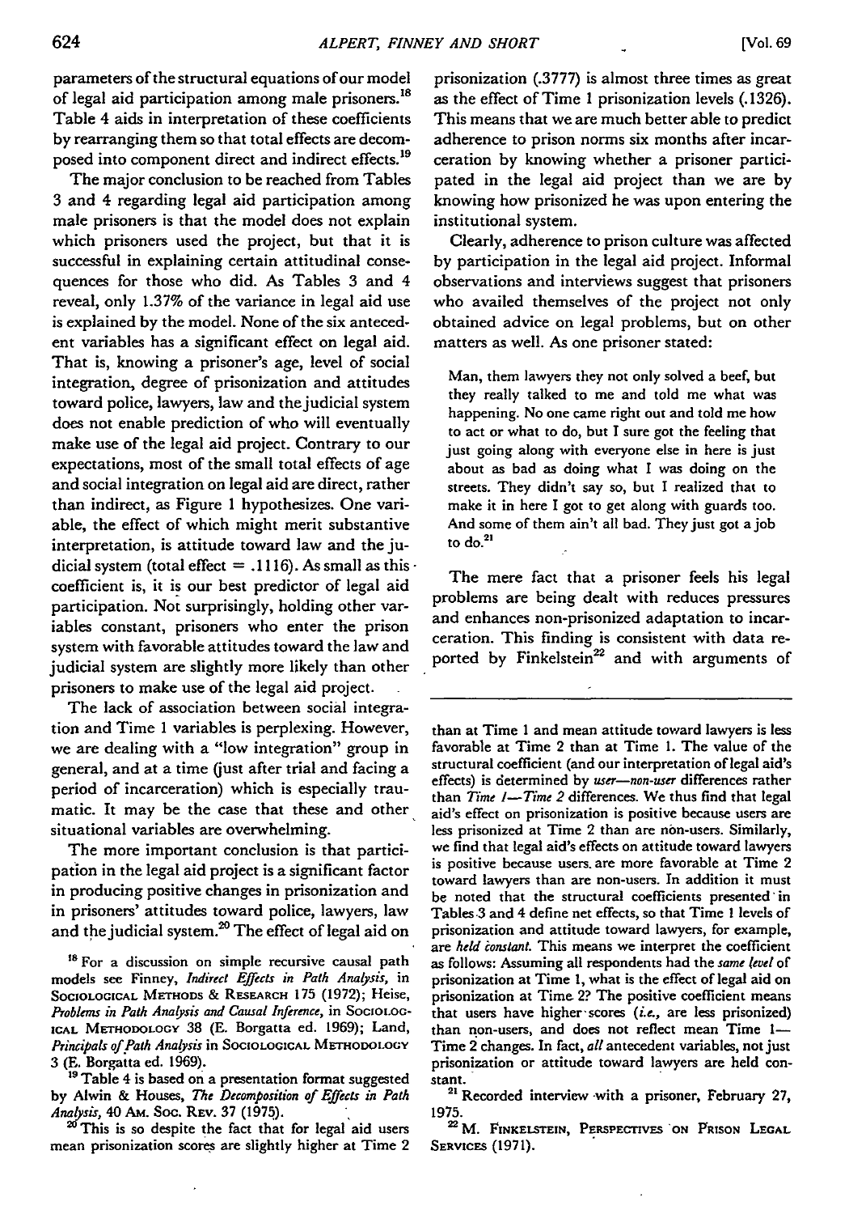parameters of the structural equations of our model of legal aid participation among male prisoners.[18] Table 4 aids in interpretation of these coefficients by rearranging them so that total effects are decomposed into component direct and indirect effects.[19]

The major conclusion to be reached from Tables 3 and 4 regarding legal aid participation among male prisoners is that the model does not explain which prisoners used the project, but that it is successful in explaining certain attitudinal consequences for those who did. As Tables 3 and 4 reveal, only 1.37% of the variance in legal aid use is explained by the model. None of the six antecedent variables has a significant effect on legal aid. That is, knowing a prisoner's age, level of social integration, degree of prisonization and attitudes toward police, lawyers, law and the judicial system does not enable prediction of who will eventually make use of the legal aid project. Contrary to our expectations, most of the small total effects of age and social integration on legal aid are direct, rather than indirect, as Figure 1 hypothesizes. One variable, the effect of which might merit substantive interpretation, is attitude toward law and the judicial system (total effect = .1116). As small as this coefficient is, it is our best predictor of legal aid participation. Not surprisingly, holding other variables constant, prisoners who enter the prison system with favorable attitudes toward the law and judicial system are slightly more likely than other prisoners to make use of the legal aid project.

The lack of association between social integration and Time 1 variables is perplexing. However, we are dealing with a "low integration" group in general, and at a time (just after trial and facing a period of incarceration) which is especially traumatic. It may be the case that these and other situational variables are overwhelming.

The more important conclusion is that participation in the legal aid project is a significant factor in producing positive changes in prisonization and in prisoners' attitudes toward police, lawyers, law and the judicial system.[20] The effect of legal aid on prisonization (.3777) is almost three times as great as the effect of Time 1 prisonization levels (.1326). This means that we are much better able to predict adherence to prison norms six months after incarceration by knowing whether a prisoner participated in the legal aid project than we are by knowing how prisonized he was upon entering the institutional system.

Clearly, adherence to prison culture was affected by participation in the legal aid project. Informal observations and interviews suggest that prisoners who availed themselves of the project not only obtained advice on legal problems, but on other matters as well. As one prisoner stated:

> Man, them lawyers they not only solved a beef, but they really talked to me and told me what was happening. No one came right out and told me how to act or what to do, but I sure got the feeling that just going along with everyone else in here is just about as bad as doing what I was doing on the streets. They didn't say so, but I realized that to make it in here I got to get along with guards too. And some of them ain't all bad. They just got a job to do.[21]

The mere fact that a prisoner feels his legal problems are being dealt with reduces pressures and enhances non-prisonized adaptation to incarceration. This finding is consistent with data reported by Finkelstein[22] and with arguments of

---

[18] For a discussion on simple recursive causal path models see Finney, *Indirect Effects in Path Analysis*, in SOCIOLOGICAL METHODS & RESEARCH 175 (1972); Heise, *Problems in Path Analysis and Causal Inference*, in SOCIOLOGICAL METHODOLOGY 38 (E. Borgatta ed. 1969); Land, *Principals of Path Analysis* in SOCIOLOGICAL METHODOLOGY 3 (E. Borgatta ed. 1969).

[19] Table 4 is based on a presentation format suggested by Alwin & Houses, *The Decomposition of Effects in Path Analysis*, 40 AM. SOC. REV. 37 (1975).

[20] This is so despite the fact that for legal aid users mean prisonization scores are slightly higher at Time 2 than at Time 1 and mean attitude toward lawyers is less favorable at Time 2 than at Time 1. The value of the structural coefficient (and our interpretation of legal aid's effects) is determined by *user—non-user* differences rather than *Time 1—Time 2* differences. We thus find that legal aid's effect on prisonization is positive because users are less prisonized at Time 2 than are non-users. Similarly, we find that legal aid's effects on attitude toward lawyers is positive because users are more favorable at Time 2 toward lawyers than are non-users. In addition it must be noted that the structural coefficients presented in Tables 3 and 4 define net effects, so that Time 1 levels of prisonization and attitude toward lawyers, for example, are *held constant*. This means we interpret the coefficient as follows: Assuming all respondents had the *same level* of prisonization at Time 1, what is the effect of legal aid on prisonization at Time 2? The positive coefficient means that users have higher scores (*i.e.*, are less prisonized) than non-users, and does not reflect mean Time 1—Time 2 changes. In fact, *all* antecedent variables, not just prisonization or attitude toward lawyers are held constant.

[21] Recorded interview with a prisoner, February 27, 1975.

[22] M. FINKELSTEIN, PERSPECTIVES ON PRISON LEGAL SERVICES (1971).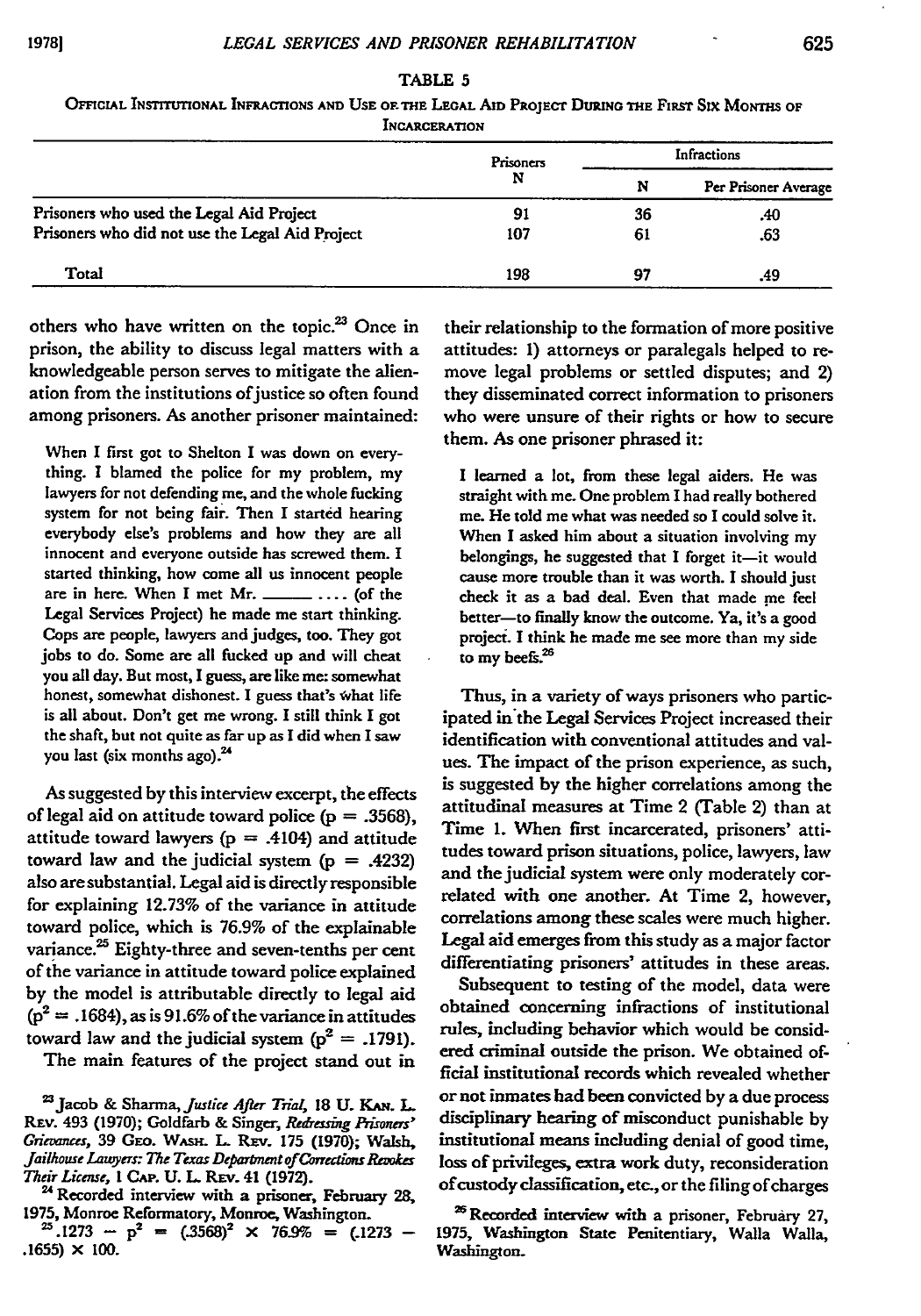TABLE 5

OFFICIAL INSTITUTIONAL INFRACTIONS AND USE OF THE LEGAL AID PROJECT DURING THE FIRST SIX MONTHS OF INCARCERATION

| | Prisoners | Infractions | |
|---|---|---|---|
| | N | N | Per Prisoner Average |
| Prisoners who used the Legal Aid Project | 91 | 36 | .40 |
| Prisoners who did not use the Legal Aid Project | 107 | 61 | .63 |
| Total | 198 | 97 | .49 |

others who have written on the topic.[23] Once in prison, the ability to discuss legal matters with a knowledgeable person serves to mitigate the alienation from the institutions of justice so often found among prisoners. As another prisoner maintained:

> When I first got to Shelton I was down on everything. I blamed the police for my problem, my lawyers for not defending me, and the whole fucking system for not being fair. Then I started hearing everybody else's problems and how they are all innocent and everyone outside has screwed them. I started thinking, how come all us innocent people are in here. When I met Mr. ______ .... (of the Legal Services Project) he made me start thinking. Cops are people, lawyers and judges, too. They got jobs to do. Some are all fucked up and will cheat you all day. But most, I guess, are like me: somewhat honest, somewhat dishonest. I guess that's what life is all about. Don't get me wrong. I still think I got the shaft, but not quite as far up as I did when I saw you last (six months ago).[24]

As suggested by this interview excerpt, the effects of legal aid on attitude toward police ($p = .3568$), attitude toward lawyers ($p = .4104$) and attitude toward law and the judicial system ($p = .4232$) also are substantial. Legal aid is directly responsible for explaining 12.73% of the variance in attitude toward police, which is 76.9% of the explainable variance.[25] Eighty-three and seven-tenths per cent of the variance in attitude toward police explained by the model is attributable directly to legal aid ($p^2 = .1684$), as is 91.6% of the variance in attitudes toward law and the judicial system ($p^2 = .1791$).

The main features of the project stand out in their relationship to the formation of more positive attitudes: 1) attorneys or paralegals helped to remove legal problems or settled disputes; and 2) they disseminated correct information to prisoners who were unsure of their rights or how to secure them. As one prisoner phrased it:

> I learned a lot, from these legal aiders. He was straight with me. One problem I had really bothered me. He told me what was needed so I could solve it. When I asked him about a situation involving my belongings, he suggested that I forget it—it would cause more trouble than it was worth. I should just check it as a bad deal. Even that made me feel better—to finally know the outcome. Ya, it's a good project. I think he made me see more than my side to my beefs.[26]

Thus, in a variety of ways prisoners who participated in the Legal Services Project increased their identification with conventional attitudes and values. The impact of the prison experience, as such, is suggested by the higher correlations among the attitudinal measures at Time 2 (Table 2) than at Time 1. When first incarcerated, prisoners' attitudes toward prison situations, police, lawyers, law and the judicial system were only moderately correlated with one another. At Time 2, however, correlations among these scales were much higher. Legal aid emerges from this study as a major factor differentiating prisoners' attitudes in these areas.

Subsequent to testing of the model, data were obtained concerning infractions of institutional rules, including behavior which would be considered criminal outside the prison. We obtained official institutional records which revealed whether or not inmates had been convicted by a due process disciplinary hearing of misconduct punishable by institutional means including denial of good time, loss of privileges, extra work duty, reconsideration of custody classification, etc., or the filing of charges

---

[23] Jacob & Sharma, *Justice After Trial*, 18 U. KAN. L. REV. 493 (1970); Goldfarb & Singer, *Redressing Prisoners' Grievances*, 39 GEO. WASH. L. REV. 175 (1970); Walsh, *Jailhouse Lawyers: The Texas Department of Corrections Revokes Their License*, 1 CAP. U. L. REV. 41 (1972).

[24] Recorded interview with a prisoner, February 28, 1975, Monroe Reformatory, Monroe, Washington.

[25] $.1273 - p^2 = (.3568)^2 \times 76.9\% = (.1273 - .1655) \times 100.$

[26] Recorded interview with a prisoner, February 27, 1975, Washington State Penitentiary, Walla Walla, Washington.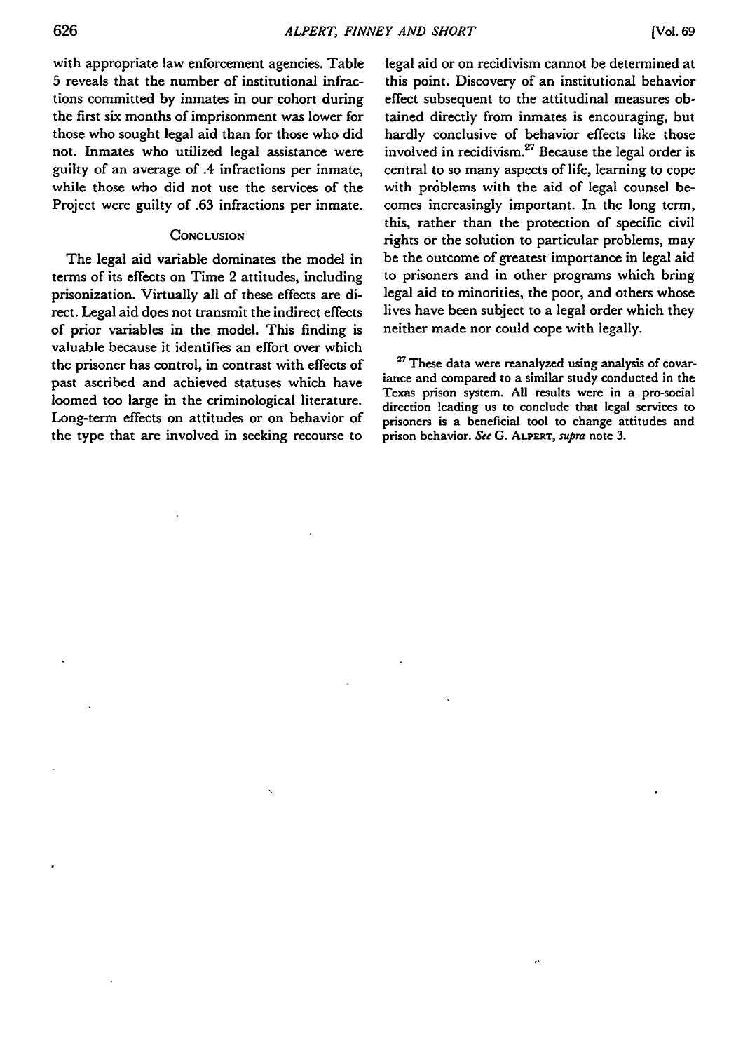with appropriate law enforcement agencies. Table 5 reveals that the number of institutional infractions committed by inmates in our cohort during the first six months of imprisonment was lower for those who sought legal aid than for those who did not. Inmates who utilized legal assistance were guilty of an average of .4 infractions per inmate, while those who did not use the services of the Project were guilty of .63 infractions per inmate.

## Conclusion

The legal aid variable dominates the model in terms of its effects on Time 2 attitudes, including prisonization. Virtually all of these effects are direct. Legal aid does not transmit the indirect effects of prior variables in the model. This finding is valuable because it identifies an effort over which the prisoner has control, in contrast with effects of past ascribed and achieved statuses which have loomed too large in the criminological literature. Long-term effects on attitudes or on behavior of the type that are involved in seeking recourse to legal aid or on recidivism cannot be determined at this point. Discovery of an institutional behavior effect subsequent to the attitudinal measures obtained directly from inmates is encouraging, but hardly conclusive of behavior effects like those involved in recidivism.[27] Because the legal order is central to so many aspects of life, learning to cope with problems with the aid of legal counsel becomes increasingly important. In the long term, this, rather than the protection of specific civil rights or the solution to particular problems, may be the outcome of greatest importance in legal aid to prisoners and in other programs which bring legal aid to minorities, the poor, and others whose lives have been subject to a legal order which they neither made nor could cope with legally.

[27] These data were reanalyzed using analysis of covariance and compared to a similar study conducted in the Texas prison system. All results were in a pro-social direction leading us to conclude that legal services to prisoners is a beneficial tool to change attitudes and prison behavior. *See* G. ALPERT, *supra* note 3.